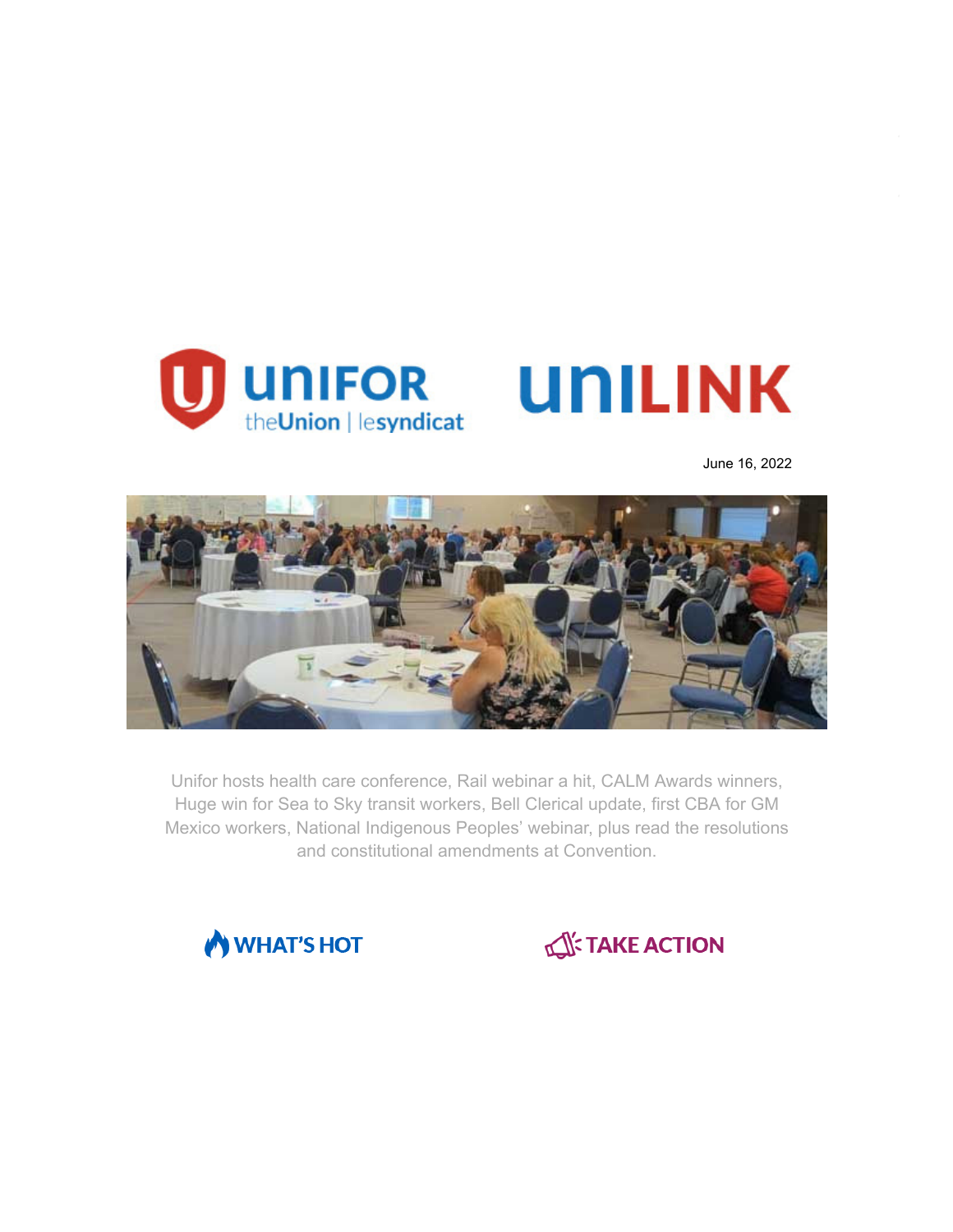June 16, 2022

Unifor hosts health care conference, Rail webinar a hit, CALM Awards winners, Huge win for Sea to Sky transit workers, Bell Clerical update, first CBA for GM Mexico workers, National Indigenous Peoples' webinar, plus read the resolutions and constitutional amendments at Convention.

WHAT'S HOT

TAKE ACTION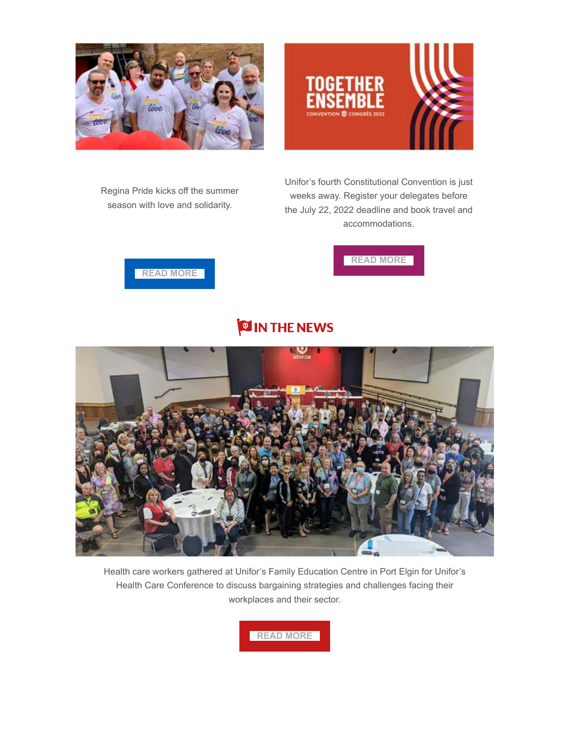Regina Pride kicks off the summer season with love and solidarity.

READ MORE

Unifor's fourth Constitutional Convention is just weeks away. Register your delegates before the July 22, 2022 deadline and book travel and accommodations.

READ MORE

## IN THE NEWS

Health care workers gathered at Unifor's Family Education Centre in Port Elgin for Unifor's Health Care Conference to discuss bargaining strategies and challenges facing their workplaces and their sector.

READ MORE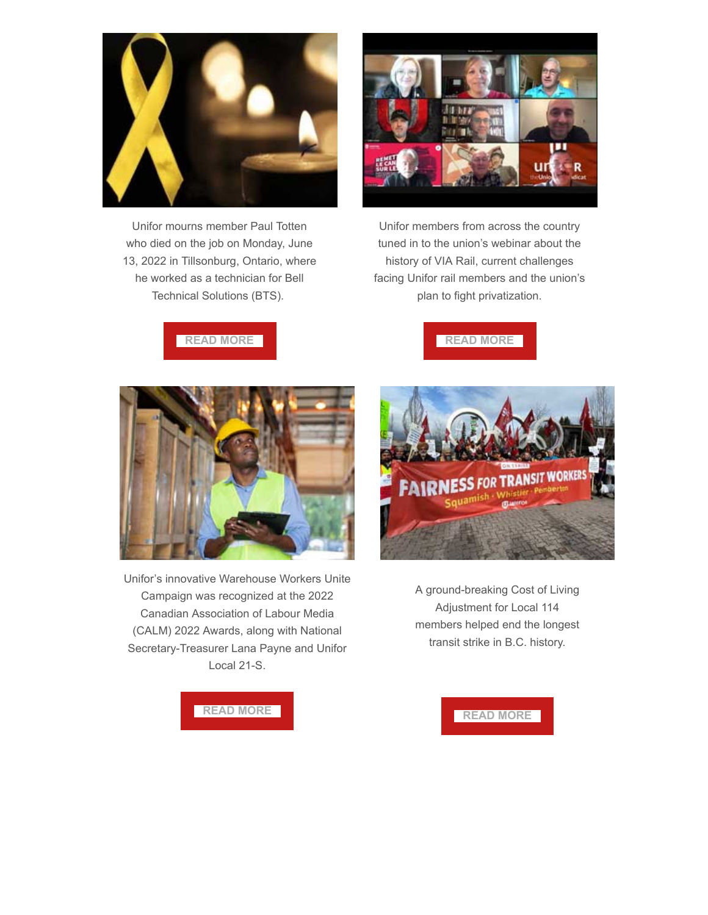Unifor mourns member Paul Totten who died on the job on Monday, June 13, 2022 in Tillsonburg, Ontario, where he worked as a technician for Bell Technical Solutions (BTS).

READ MORE

Unifor members from across the country tuned in to the union's webinar about the history of VIA Rail, current challenges facing Unifor rail members and the union's plan to fight privatization.

READ MORE

Unifor's innovative Warehouse Workers Unite Campaign was recognized at the 2022 Canadian Association of Labour Media (CALM) 2022 Awards, along with National Secretary-Treasurer Lana Payne and Unifor Local 21-S.

READ MORE

A ground-breaking Cost of Living Adjustment for Local 114 members helped end the longest transit strike in B.C. history.

READ MORE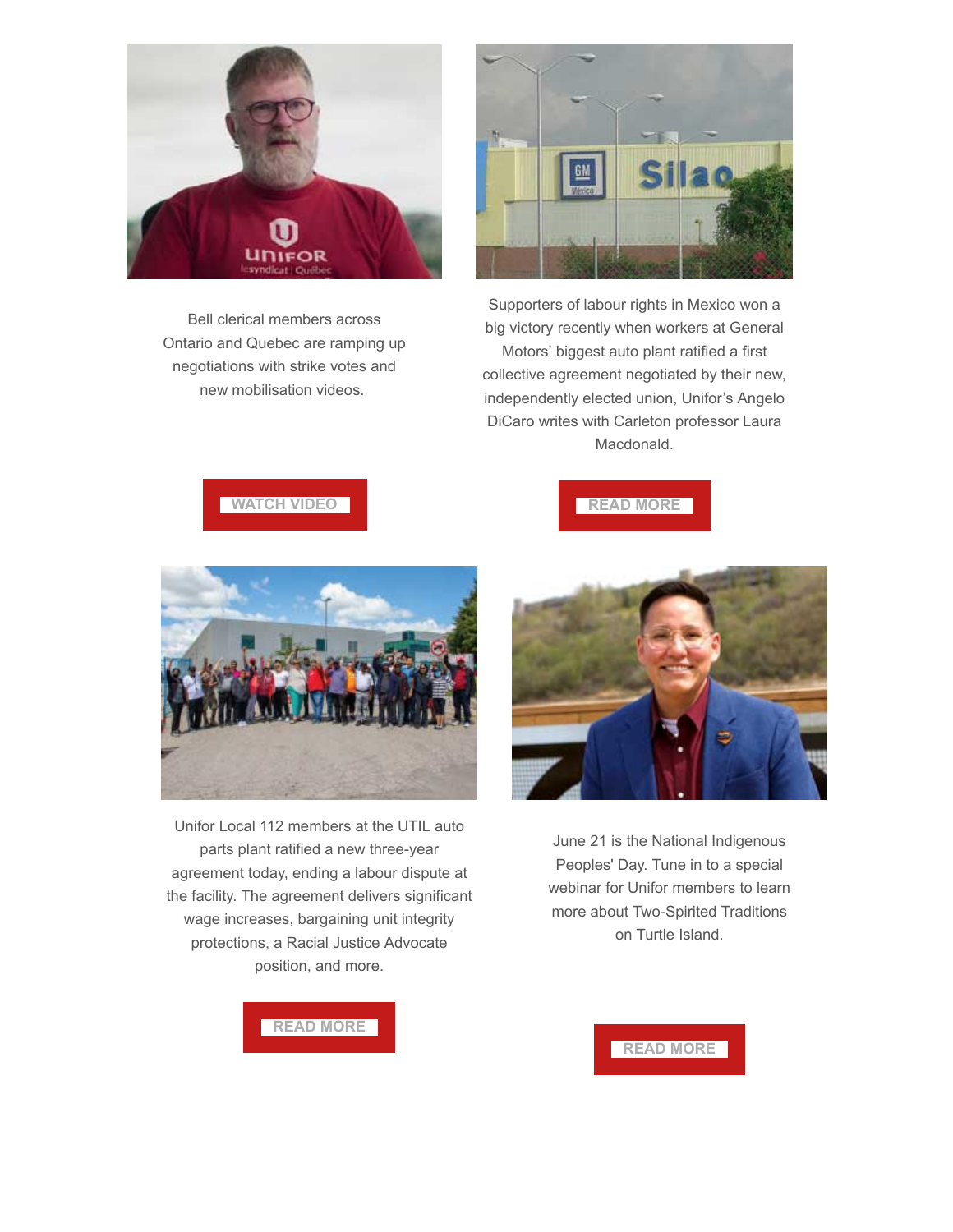Bell clerical members across Ontario and Quebec are ramping up negotiations with strike votes and new mobilisation videos.

WATCH VIDEO

Supporters of labour rights in Mexico won a big victory recently when workers at General Motors' biggest auto plant ratified a first collective agreement negotiated by their new, independently elected union, Unifor's Angelo DiCaro writes with Carleton professor Laura Macdonald.

READ MORE

Unifor Local 112 members at the UTIL auto parts plant ratified a new three-year agreement today, ending a labour dispute at the facility. The agreement delivers significant wage increases, bargaining unit integrity protections, a Racial Justice Advocate position, and more.

READ MORE

June 21 is the National Indigenous Peoples' Day. Tune in to a special webinar for Unifor members to learn more about Two-Spirited Traditions on Turtle Island.

READ MORE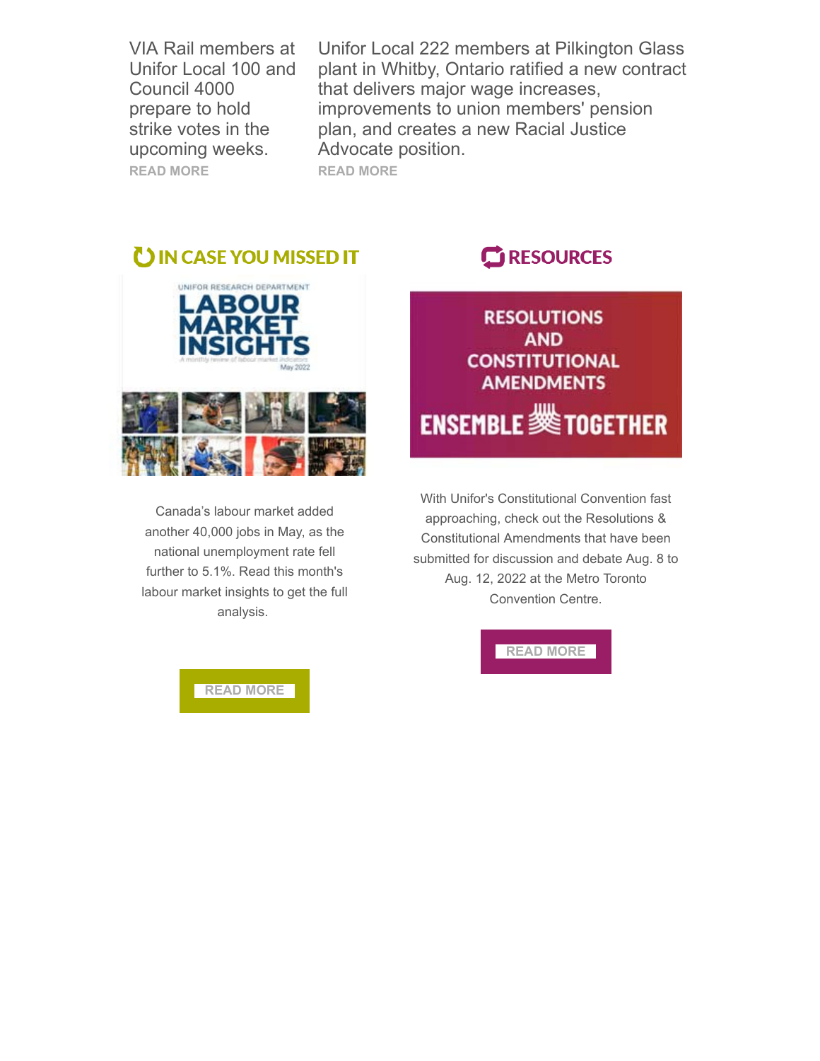VIA Rail members at Unifor Local 100 and Council 4000 prepare to hold strike votes in the upcoming weeks.

READ MORE

Unifor Local 222 members at Pilkington Glass plant in Whitby, Ontario ratified a new contract that delivers major wage increases, improvements to union members' pension plan, and creates a new Racial Justice Advocate position.

READ MORE

## IN CASE YOU MISSED IT

UNIFOR RESEARCH DEPARTMENT

LABOUR MARKET INSIGHTS

A monthly review of labour market indicators

May 2022

Canada's labour market added another 40,000 jobs in May, as the national unemployment rate fell further to 5.1%. Read this month's labour market insights to get the full analysis.

READ MORE

## RESOURCES

RESOLUTIONS AND CONSTITUTIONAL AMENDMENTS

ENSEMBLE TOGETHER

With Unifor's Constitutional Convention fast approaching, check out the Resolutions & Constitutional Amendments that have been submitted for discussion and debate Aug. 8 to Aug. 12, 2022 at the Metro Toronto Convention Centre.

READ MORE